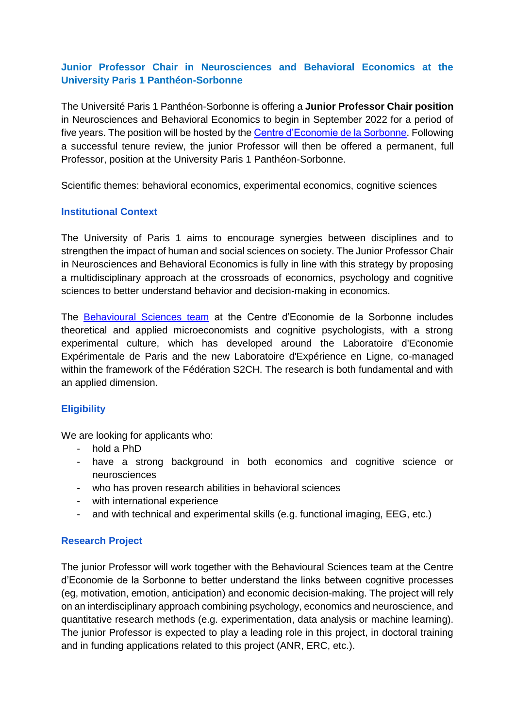# Junior Professor Chair in Neurosciences and Behavioral Economics at the University Paris 1 Panthéon-Sorbonne

The Université Paris 1 Panthéon-Sorbonne is offering a **Junior Professor Chair position** in Neurosciences and Behavioral Economics to begin in September 2022 for a period of five years. The position will be hosted by the [Centre d'Economie de la Sorbonne](). Following a successful tenure review, the junior Professor will then be offered a permanent, full Professor, position at the University Paris 1 Panthéon-Sorbonne.

Scientific themes: behavioral economics, experimental economics, cognitive sciences

## Institutional Context

The University of Paris 1 aims to encourage synergies between disciplines and to strengthen the impact of human and social sciences on society. The Junior Professor Chair in Neurosciences and Behavioral Economics is fully in line with this strategy by proposing a multidisciplinary approach at the crossroads of economics, psychology and cognitive sciences to better understand behavior and decision-making in economics.

The [Behavioural Sciences team]() at the Centre d'Economie de la Sorbonne includes theoretical and applied microeconomists and cognitive psychologists, with a strong experimental culture, which has developed around the Laboratoire d'Economie Expérimentale de Paris and the new Laboratoire d'Expérience en Ligne, co-managed within the framework of the Fédération S2CH. The research is both fundamental and with an applied dimension.

## Eligibility

We are looking for applicants who:

- hold a PhD
- have a strong background in both economics and cognitive science or neurosciences
- who has proven research abilities in behavioral sciences
- with international experience
- and with technical and experimental skills (e.g. functional imaging, EEG, etc.)

## Research Project

The junior Professor will work together with the Behavioural Sciences team at the Centre d'Economie de la Sorbonne to better understand the links between cognitive processes (eg, motivation, emotion, anticipation) and economic decision-making. The project will rely on an interdisciplinary approach combining psychology, economics and neuroscience, and quantitative research methods (e.g. experimentation, data analysis or machine learning). The junior Professor is expected to play a leading role in this project, in doctoral training and in funding applications related to this project (ANR, ERC, etc.).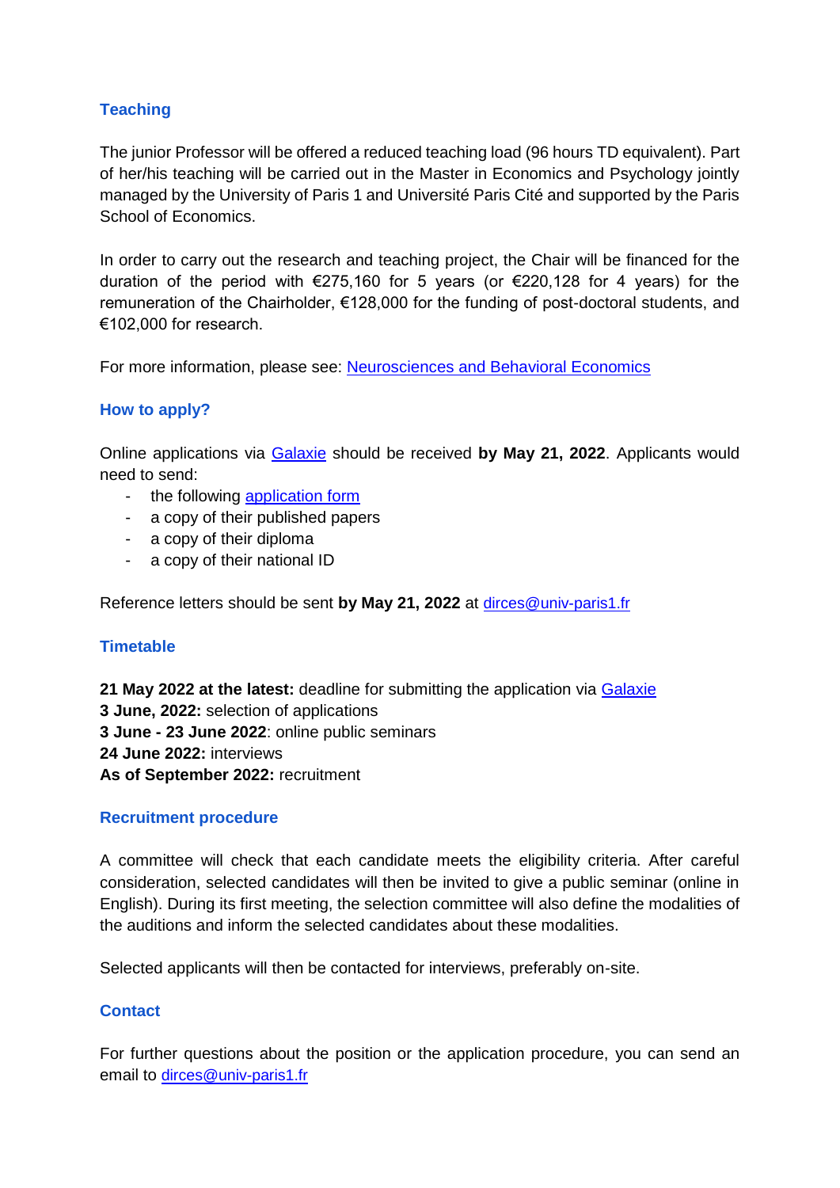## Teaching

The junior Professor will be offered a reduced teaching load (96 hours TD equivalent). Part of her/his teaching will be carried out in the Master in Economics and Psychology jointly managed by the University of Paris 1 and Université Paris Cité and supported by the Paris School of Economics.

In order to carry out the research and teaching project, the Chair will be financed for the duration of the period with €275,160 for 5 years (or €220,128 for 4 years) for the remuneration of the Chairholder, €128,000 for the funding of post-doctoral students, and €102,000 for research.

For more information, please see: [Neurosciences and Behavioral Economics]()

## How to apply?

Online applications via [Galaxie]() should be received **by May 21, 2022**. Applicants would need to send:

- the following [application form]()
- a copy of their published papers
- a copy of their diploma
- a copy of their national ID

Reference letters should be sent **by May 21, 2022** at [dirces@univ-paris1.fr](mailto:dirces@univ-paris1.fr)

## Timetable

**21 May 2022 at the latest:** deadline for submitting the application via [Galaxie]()
**3 June, 2022:** selection of applications
**3 June - 23 June 2022**: online public seminars
**24 June 2022:** interviews
**As of September 2022:** recruitment

## Recruitment procedure

A committee will check that each candidate meets the eligibility criteria. After careful consideration, selected candidates will then be invited to give a public seminar (online in English). During its first meeting, the selection committee will also define the modalities of the auditions and inform the selected candidates about these modalities.

Selected applicants will then be contacted for interviews, preferably on-site.

## Contact

For further questions about the position or the application procedure, you can send an email to [dirces@univ-paris1.fr](mailto:dirces@univ-paris1.fr)